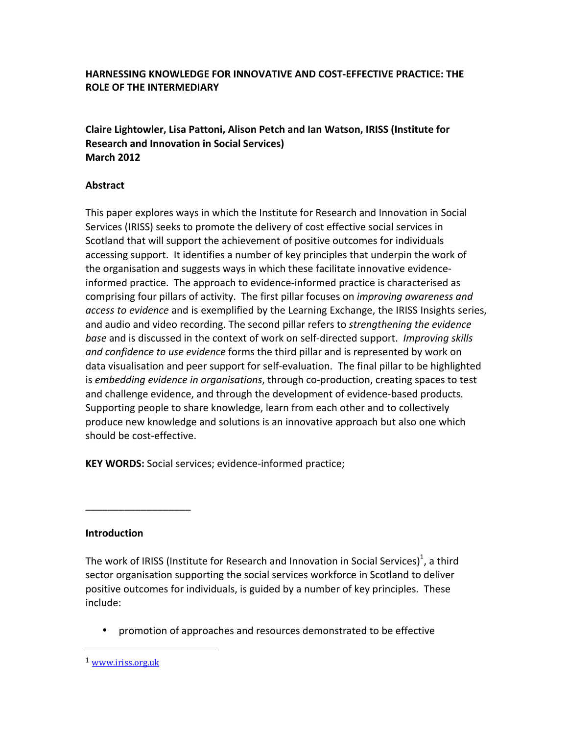# HARNESSING KNOWLEDGE FOR INNOVATIVE AND COST-EFFECTIVE PRACTICE: THE ROLE OF THE INTERMEDIARY

**Claire Lightowler, Lisa Pattoni, Alison Petch and Ian Watson, IRISS (Institute for Research and Innovation in Social Services)**
**March 2012**

## Abstract

This paper explores ways in which the Institute for Research and Innovation in Social Services (IRISS) seeks to promote the delivery of cost effective social services in Scotland that will support the achievement of positive outcomes for individuals accessing support. It identifies a number of key principles that underpin the work of the organisation and suggests ways in which these facilitate innovative evidence-informed practice. The approach to evidence-informed practice is characterised as comprising four pillars of activity. The first pillar focuses on *improving awareness and access to evidence* and is exemplified by the Learning Exchange, the IRISS Insights series, and audio and video recording. The second pillar refers to *strengthening the evidence base* and is discussed in the context of work on self-directed support. *Improving skills and confidence to use evidence* forms the third pillar and is represented by work on data visualisation and peer support for self-evaluation. The final pillar to be highlighted is *embedding evidence in organisations*, through co-production, creating spaces to test and challenge evidence, and through the development of evidence-based products. Supporting people to share knowledge, learn from each other and to collectively produce new knowledge and solutions is an innovative approach but also one which should be cost-effective.

**KEY WORDS:** Social services; evidence-informed practice;

___________________

## Introduction

The work of IRISS (Institute for Research and Innovation in Social Services)[1], a third sector organisation supporting the social services workforce in Scotland to deliver positive outcomes for individuals, is guided by a number of key principles. These include:

- promotion of approaches and resources demonstrated to be effective

[1] www.iriss.org.uk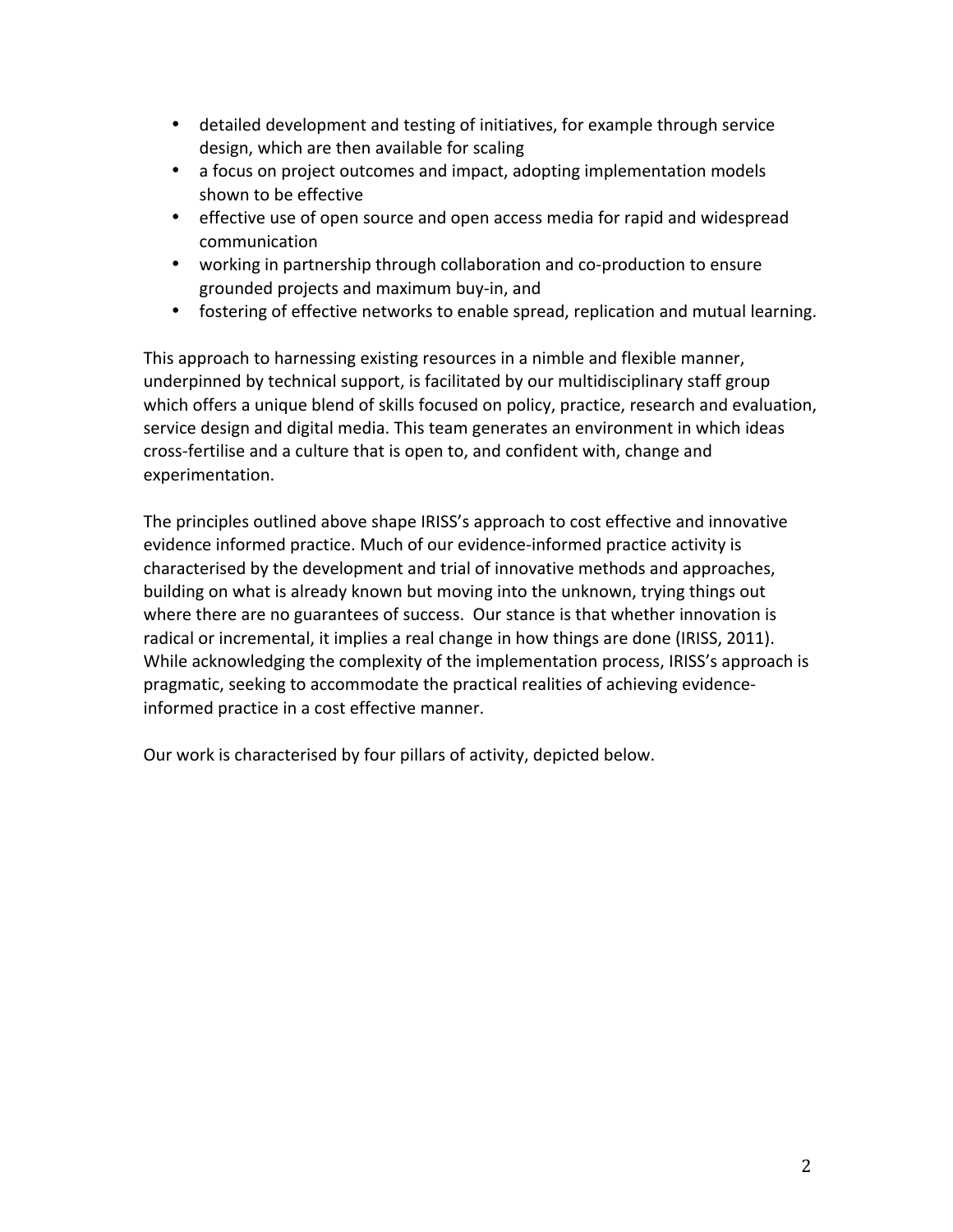- detailed development and testing of initiatives, for example through service design, which are then available for scaling
- a focus on project outcomes and impact, adopting implementation models shown to be effective
- effective use of open source and open access media for rapid and widespread communication
- working in partnership through collaboration and co-production to ensure grounded projects and maximum buy-in, and
- fostering of effective networks to enable spread, replication and mutual learning.

This approach to harnessing existing resources in a nimble and flexible manner, underpinned by technical support, is facilitated by our multidisciplinary staff group which offers a unique blend of skills focused on policy, practice, research and evaluation, service design and digital media. This team generates an environment in which ideas cross-fertilise and a culture that is open to, and confident with, change and experimentation.

The principles outlined above shape IRISS's approach to cost effective and innovative evidence informed practice. Much of our evidence-informed practice activity is characterised by the development and trial of innovative methods and approaches, building on what is already known but moving into the unknown, trying things out where there are no guarantees of success. Our stance is that whether innovation is radical or incremental, it implies a real change in how things are done (IRISS, 2011). While acknowledging the complexity of the implementation process, IRISS's approach is pragmatic, seeking to accommodate the practical realities of achieving evidence-informed practice in a cost effective manner.

Our work is characterised by four pillars of activity, depicted below.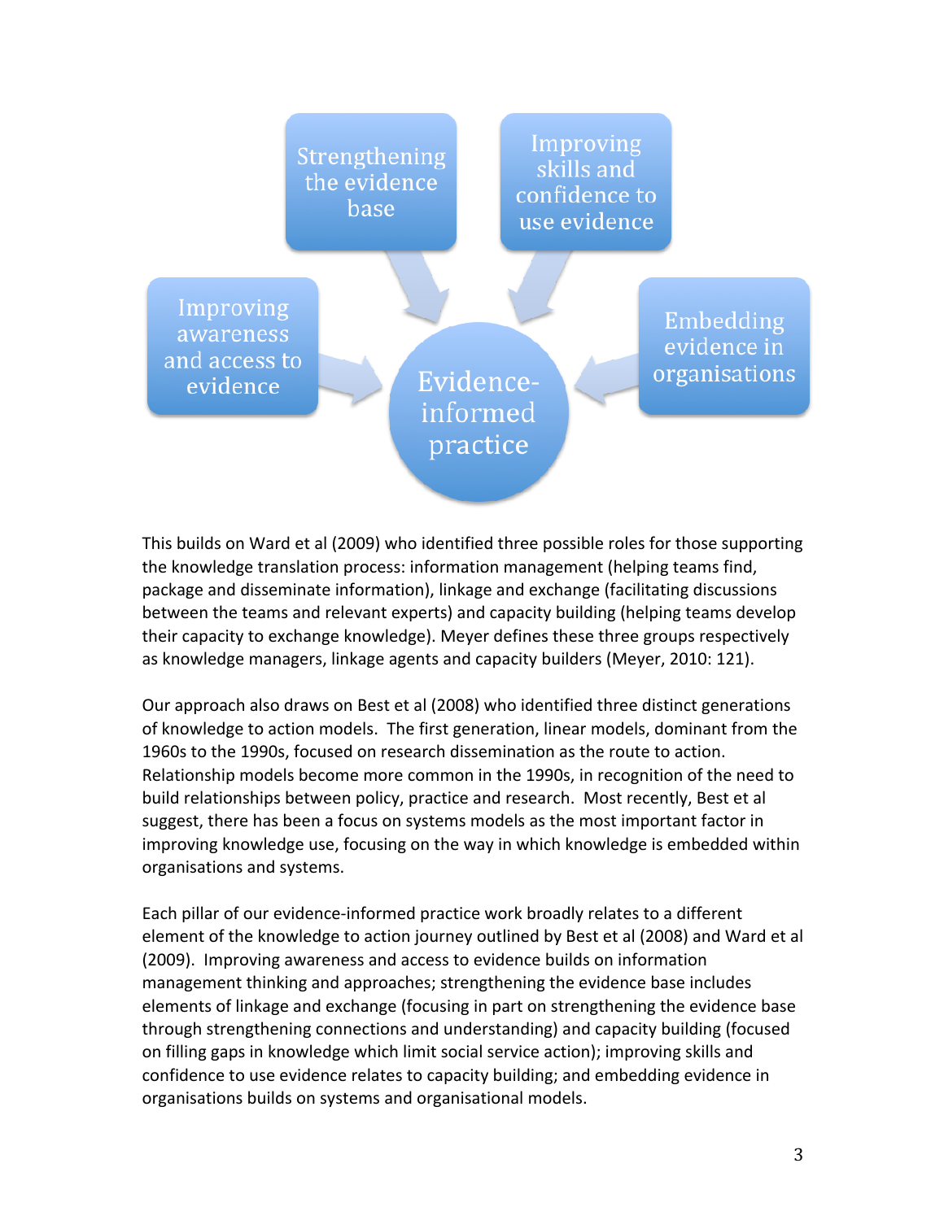Strengthening the evidence base

Improving skills and confidence to use evidence

Improving awareness and access to evidence

Evidence-informed practice

Embedding evidence in organisations

This builds on Ward et al (2009) who identified three possible roles for those supporting the knowledge translation process: information management (helping teams find, package and disseminate information), linkage and exchange (facilitating discussions between the teams and relevant experts) and capacity building (helping teams develop their capacity to exchange knowledge). Meyer defines these three groups respectively as knowledge managers, linkage agents and capacity builders (Meyer, 2010: 121).

Our approach also draws on Best et al (2008) who identified three distinct generations of knowledge to action models. The first generation, linear models, dominant from the 1960s to the 1990s, focused on research dissemination as the route to action. Relationship models become more common in the 1990s, in recognition of the need to build relationships between policy, practice and research. Most recently, Best et al suggest, there has been a focus on systems models as the most important factor in improving knowledge use, focusing on the way in which knowledge is embedded within organisations and systems.

Each pillar of our evidence-informed practice work broadly relates to a different element of the knowledge to action journey outlined by Best et al (2008) and Ward et al (2009). Improving awareness and access to evidence builds on information management thinking and approaches; strengthening the evidence base includes elements of linkage and exchange (focusing in part on strengthening the evidence base through strengthening connections and understanding) and capacity building (focused on filling gaps in knowledge which limit social service action); improving skills and confidence to use evidence relates to capacity building; and embedding evidence in organisations builds on systems and organisational models.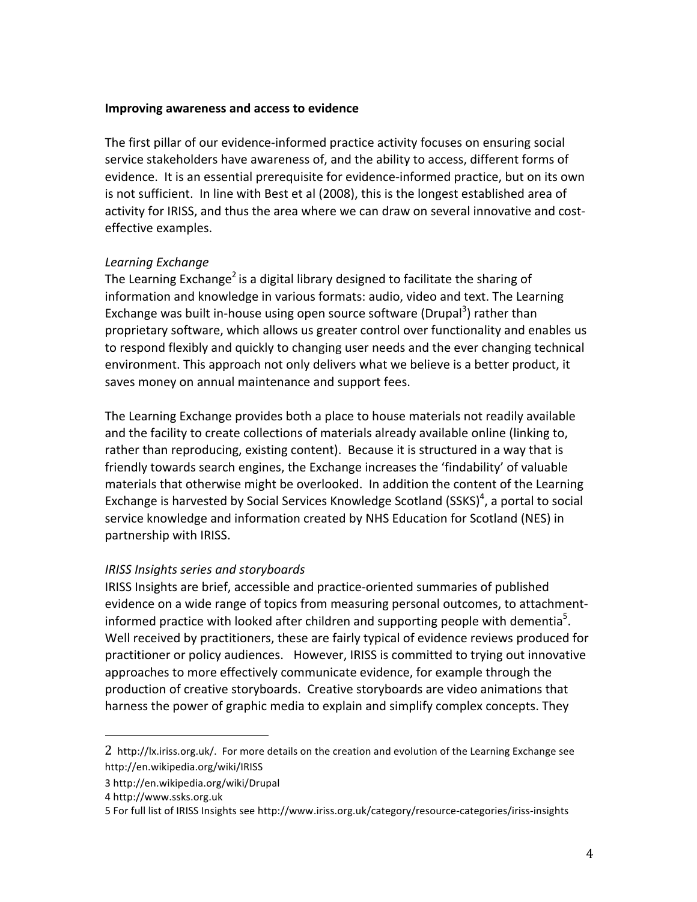**Improving awareness and access to evidence**

The first pillar of our evidence-informed practice activity focuses on ensuring social service stakeholders have awareness of, and the ability to access, different forms of evidence. It is an essential prerequisite for evidence-informed practice, but on its own is not sufficient. In line with Best et al (2008), this is the longest established area of activity for IRISS, and thus the area where we can draw on several innovative and cost-effective examples.

*Learning Exchange*

The Learning Exchange[2] is a digital library designed to facilitate the sharing of information and knowledge in various formats: audio, video and text. The Learning Exchange was built in-house using open source software (Drupal[3]) rather than proprietary software, which allows us greater control over functionality and enables us to respond flexibly and quickly to changing user needs and the ever changing technical environment. This approach not only delivers what we believe is a better product, it saves money on annual maintenance and support fees.

The Learning Exchange provides both a place to house materials not readily available and the facility to create collections of materials already available online (linking to, rather than reproducing, existing content). Because it is structured in a way that is friendly towards search engines, the Exchange increases the 'findability' of valuable materials that otherwise might be overlooked. In addition the content of the Learning Exchange is harvested by Social Services Knowledge Scotland (SSKS)[4], a portal to social service knowledge and information created by NHS Education for Scotland (NES) in partnership with IRISS.

*IRISS Insights series and storyboards*

IRISS Insights are brief, accessible and practice-oriented summaries of published evidence on a wide range of topics from measuring personal outcomes, to attachment-informed practice with looked after children and supporting people with dementia[5]. Well received by practitioners, these are fairly typical of evidence reviews produced for practitioner or policy audiences. However, IRISS is committed to trying out innovative approaches to more effectively communicate evidence, for example through the production of creative storyboards. Creative storyboards are video animations that harness the power of graphic media to explain and simplify complex concepts. They

---

2 http://lx.iriss.org.uk/. For more details on the creation and evolution of the Learning Exchange see http://en.wikipedia.org/wiki/IRISS

3 http://en.wikipedia.org/wiki/Drupal

4 http://www.ssks.org.uk

5 For full list of IRISS Insights see http://www.iriss.org.uk/category/resource-categories/iriss-insights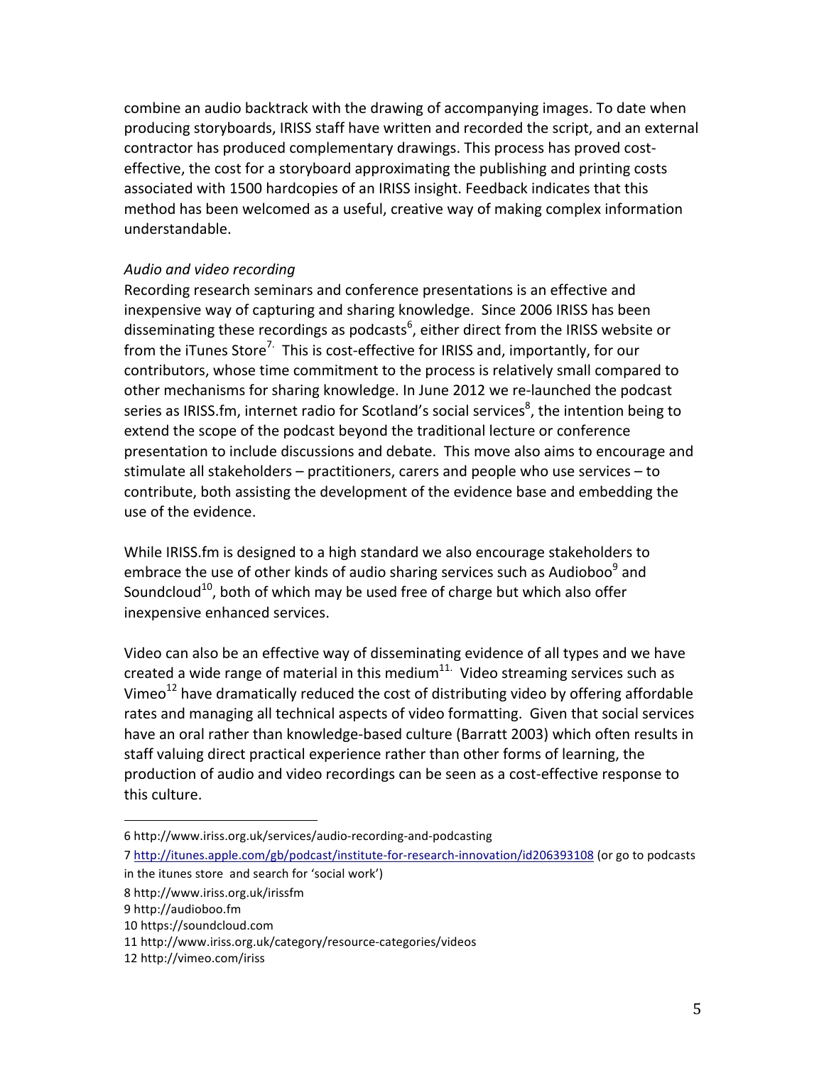combine an audio backtrack with the drawing of accompanying images. To date when producing storyboards, IRISS staff have written and recorded the script, and an external contractor has produced complementary drawings. This process has proved cost-effective, the cost for a storyboard approximating the publishing and printing costs associated with 1500 hardcopies of an IRISS insight. Feedback indicates that this method has been welcomed as a useful, creative way of making complex information understandable.

*Audio and video recording*

Recording research seminars and conference presentations is an effective and inexpensive way of capturing and sharing knowledge. Since 2006 IRISS has been disseminating these recordings as podcasts[6], either direct from the IRISS website or from the iTunes Store[7]. This is cost-effective for IRISS and, importantly, for our contributors, whose time commitment to the process is relatively small compared to other mechanisms for sharing knowledge. In June 2012 we re-launched the podcast series as IRISS.fm, internet radio for Scotland's social services[8], the intention being to extend the scope of the podcast beyond the traditional lecture or conference presentation to include discussions and debate. This move also aims to encourage and stimulate all stakeholders – practitioners, carers and people who use services – to contribute, both assisting the development of the evidence base and embedding the use of the evidence.

While IRISS.fm is designed to a high standard we also encourage stakeholders to embrace the use of other kinds of audio sharing services such as Audioboo[9] and Soundcloud[10], both of which may be used free of charge but which also offer inexpensive enhanced services.

Video can also be an effective way of disseminating evidence of all types and we have created a wide range of material in this medium[11]. Video streaming services such as Vimeo[12] have dramatically reduced the cost of distributing video by offering affordable rates and managing all technical aspects of video formatting. Given that social services have an oral rather than knowledge-based culture (Barratt 2003) which often results in staff valuing direct practical experience rather than other forms of learning, the production of audio and video recordings can be seen as a cost-effective response to this culture.

---

6 http://www.iriss.org.uk/services/audio-recording-and-podcasting

7 http://itunes.apple.com/gb/podcast/institute-for-research-innovation/id206393108 (or go to podcasts in the itunes store and search for 'social work')

8 http://www.iriss.org.uk/irissfm

9 http://audioboo.fm

10 https://soundcloud.com

11 http://www.iriss.org.uk/category/resource-categories/videos

12 http://vimeo.com/iriss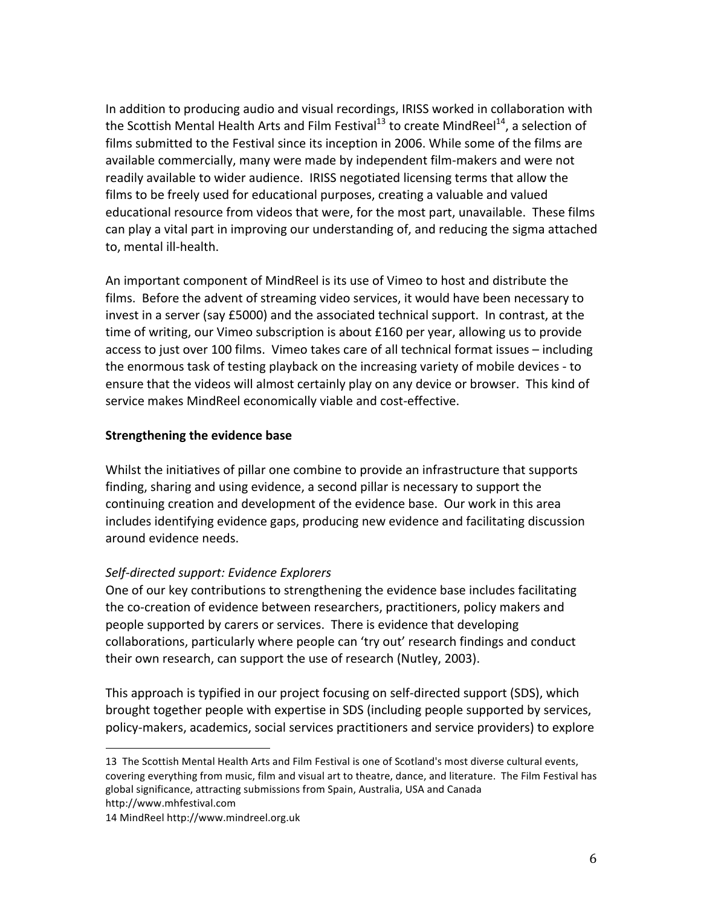In addition to producing audio and visual recordings, IRISS worked in collaboration with the Scottish Mental Health Arts and Film Festival[13] to create MindReel[14], a selection of films submitted to the Festival since its inception in 2006. While some of the films are available commercially, many were made by independent film-makers and were not readily available to wider audience. IRISS negotiated licensing terms that allow the films to be freely used for educational purposes, creating a valuable and valued educational resource from videos that were, for the most part, unavailable. These films can play a vital part in improving our understanding of, and reducing the sigma attached to, mental ill-health.

An important component of MindReel is its use of Vimeo to host and distribute the films. Before the advent of streaming video services, it would have been necessary to invest in a server (say £5000) and the associated technical support. In contrast, at the time of writing, our Vimeo subscription is about £160 per year, allowing us to provide access to just over 100 films. Vimeo takes care of all technical format issues – including the enormous task of testing playback on the increasing variety of mobile devices - to ensure that the videos will almost certainly play on any device or browser. This kind of service makes MindReel economically viable and cost-effective.

**Strengthening the evidence base**

Whilst the initiatives of pillar one combine to provide an infrastructure that supports finding, sharing and using evidence, a second pillar is necessary to support the continuing creation and development of the evidence base. Our work in this area includes identifying evidence gaps, producing new evidence and facilitating discussion around evidence needs.

*Self-directed support: Evidence Explorers*

One of our key contributions to strengthening the evidence base includes facilitating the co-creation of evidence between researchers, practitioners, policy makers and people supported by carers or services. There is evidence that developing collaborations, particularly where people can 'try out' research findings and conduct their own research, can support the use of research (Nutley, 2003).

This approach is typified in our project focusing on self-directed support (SDS), which brought together people with expertise in SDS (including people supported by services, policy-makers, academics, social services practitioners and service providers) to explore

---

13 The Scottish Mental Health Arts and Film Festival is one of Scotland's most diverse cultural events, covering everything from music, film and visual art to theatre, dance, and literature. The Film Festival has global significance, attracting submissions from Spain, Australia, USA and Canada http://www.mhfestival.com

14 MindReel http://www.mindreel.org.uk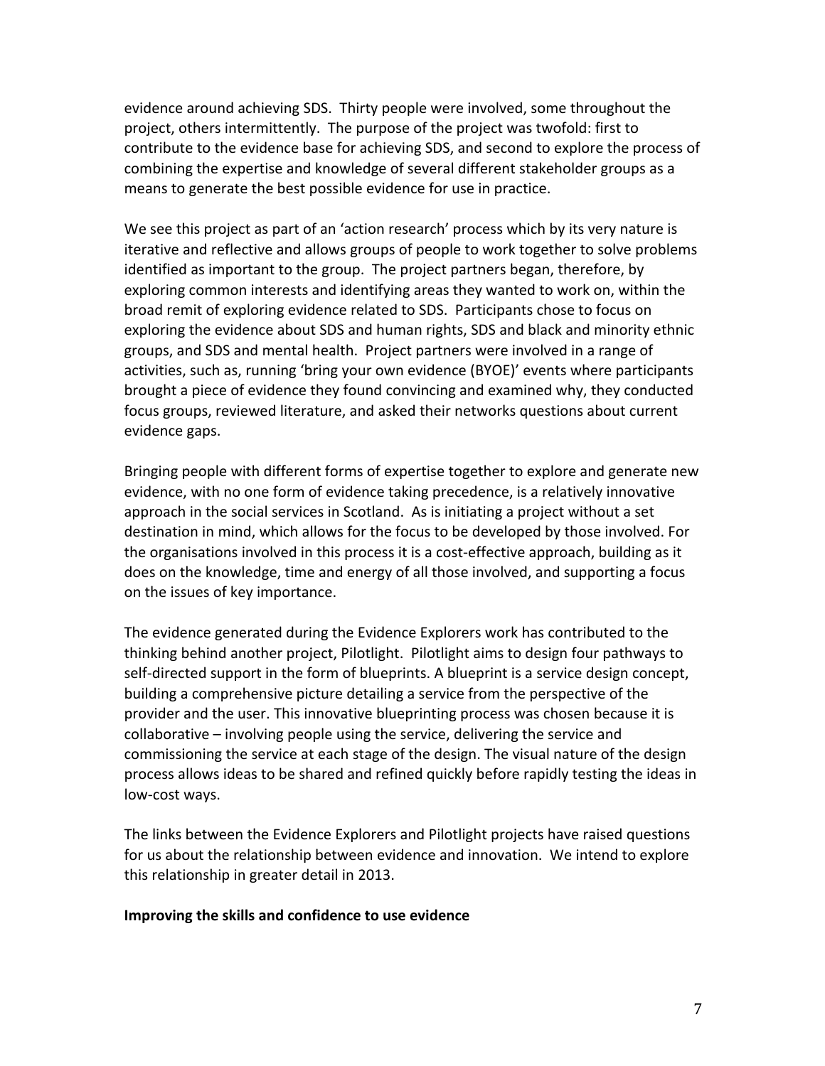evidence around achieving SDS. Thirty people were involved, some throughout the project, others intermittently. The purpose of the project was twofold: first to contribute to the evidence base for achieving SDS, and second to explore the process of combining the expertise and knowledge of several different stakeholder groups as a means to generate the best possible evidence for use in practice.

We see this project as part of an 'action research' process which by its very nature is iterative and reflective and allows groups of people to work together to solve problems identified as important to the group. The project partners began, therefore, by exploring common interests and identifying areas they wanted to work on, within the broad remit of exploring evidence related to SDS. Participants chose to focus on exploring the evidence about SDS and human rights, SDS and black and minority ethnic groups, and SDS and mental health. Project partners were involved in a range of activities, such as, running 'bring your own evidence (BYOE)' events where participants brought a piece of evidence they found convincing and examined why, they conducted focus groups, reviewed literature, and asked their networks questions about current evidence gaps.

Bringing people with different forms of expertise together to explore and generate new evidence, with no one form of evidence taking precedence, is a relatively innovative approach in the social services in Scotland. As is initiating a project without a set destination in mind, which allows for the focus to be developed by those involved. For the organisations involved in this process it is a cost-effective approach, building as it does on the knowledge, time and energy of all those involved, and supporting a focus on the issues of key importance.

The evidence generated during the Evidence Explorers work has contributed to the thinking behind another project, Pilotlight. Pilotlight aims to design four pathways to self-directed support in the form of blueprints. A blueprint is a service design concept, building a comprehensive picture detailing a service from the perspective of the provider and the user. This innovative blueprinting process was chosen because it is collaborative – involving people using the service, delivering the service and commissioning the service at each stage of the design. The visual nature of the design process allows ideas to be shared and refined quickly before rapidly testing the ideas in low-cost ways.

The links between the Evidence Explorers and Pilotlight projects have raised questions for us about the relationship between evidence and innovation. We intend to explore this relationship in greater detail in 2013.

**Improving the skills and confidence to use evidence**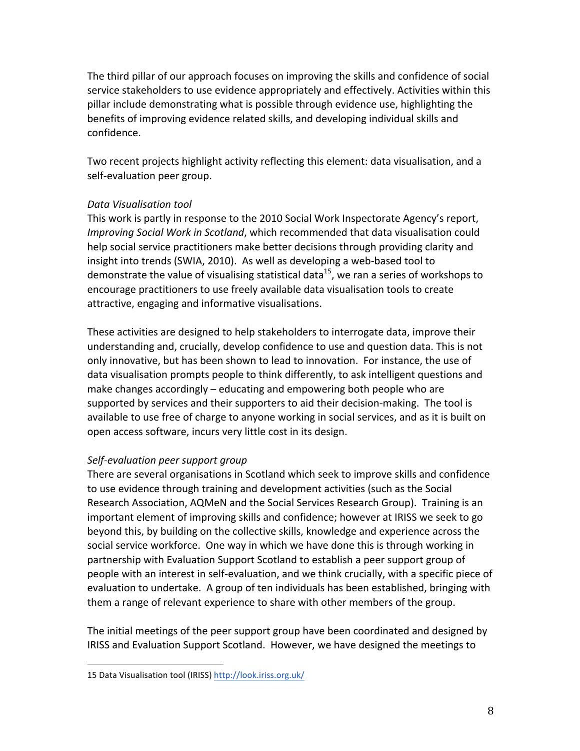The third pillar of our approach focuses on improving the skills and confidence of social service stakeholders to use evidence appropriately and effectively. Activities within this pillar include demonstrating what is possible through evidence use, highlighting the benefits of improving evidence related skills, and developing individual skills and confidence.

Two recent projects highlight activity reflecting this element: data visualisation, and a self-evaluation peer group.

*Data Visualisation tool*

This work is partly in response to the 2010 Social Work Inspectorate Agency's report, *Improving Social Work in Scotland*, which recommended that data visualisation could help social service practitioners make better decisions through providing clarity and insight into trends (SWIA, 2010). As well as developing a web-based tool to demonstrate the value of visualising statistical data[15], we ran a series of workshops to encourage practitioners to use freely available data visualisation tools to create attractive, engaging and informative visualisations.

These activities are designed to help stakeholders to interrogate data, improve their understanding and, crucially, develop confidence to use and question data. This is not only innovative, but has been shown to lead to innovation. For instance, the use of data visualisation prompts people to think differently, to ask intelligent questions and make changes accordingly – educating and empowering both people who are supported by services and their supporters to aid their decision-making. The tool is available to use free of charge to anyone working in social services, and as it is built on open access software, incurs very little cost in its design.

*Self-evaluation peer support group*

There are several organisations in Scotland which seek to improve skills and confidence to use evidence through training and development activities (such as the Social Research Association, AQMeN and the Social Services Research Group). Training is an important element of improving skills and confidence; however at IRISS we seek to go beyond this, by building on the collective skills, knowledge and experience across the social service workforce. One way in which we have done this is through working in partnership with Evaluation Support Scotland to establish a peer support group of people with an interest in self-evaluation, and we think crucially, with a specific piece of evaluation to undertake. A group of ten individuals has been established, bringing with them a range of relevant experience to share with other members of the group.

The initial meetings of the peer support group have been coordinated and designed by IRISS and Evaluation Support Scotland. However, we have designed the meetings to

15 Data Visualisation tool (IRISS) http://look.iriss.org.uk/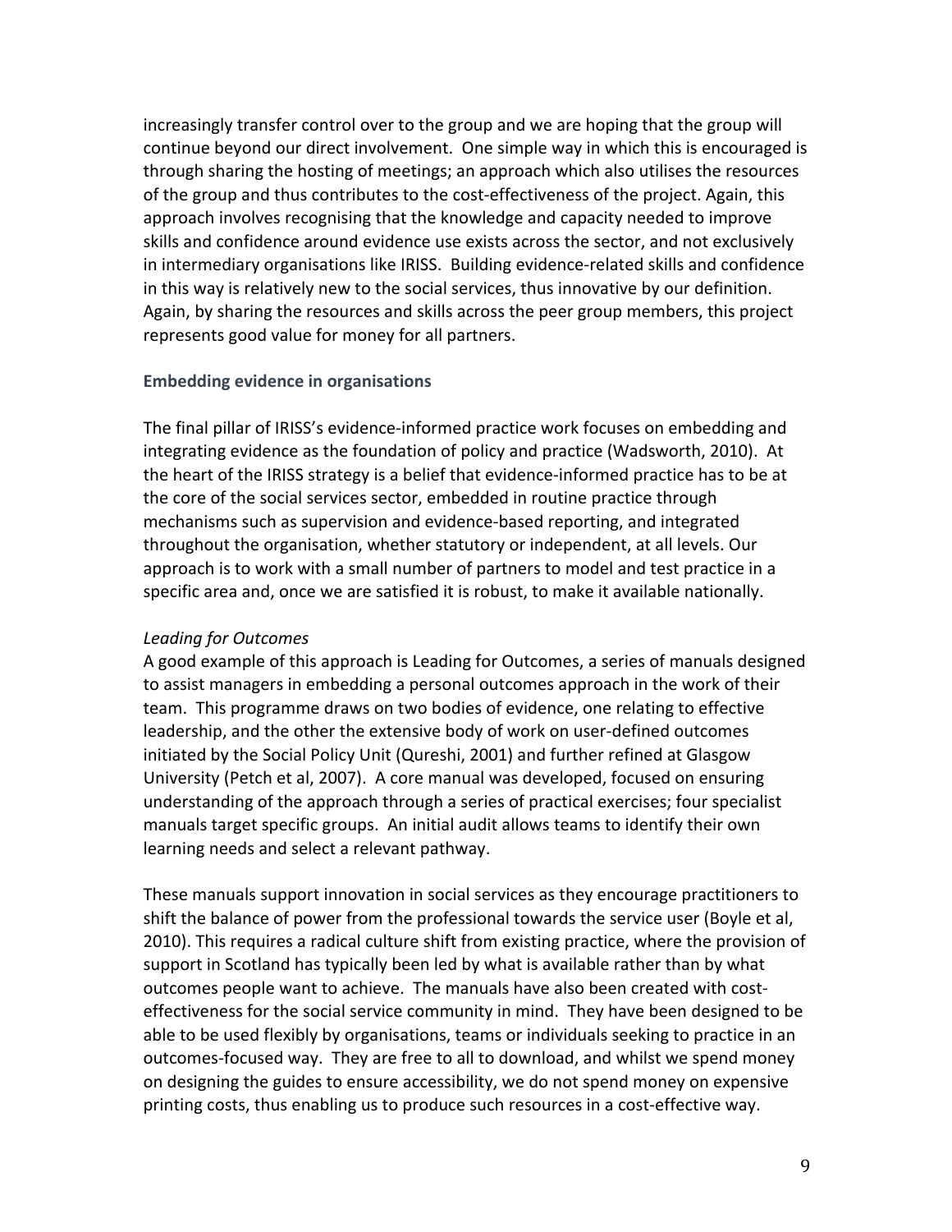increasingly transfer control over to the group and we are hoping that the group will continue beyond our direct involvement. One simple way in which this is encouraged is through sharing the hosting of meetings; an approach which also utilises the resources of the group and thus contributes to the cost-effectiveness of the project. Again, this approach involves recognising that the knowledge and capacity needed to improve skills and confidence around evidence use exists across the sector, and not exclusively in intermediary organisations like IRISS. Building evidence-related skills and confidence in this way is relatively new to the social services, thus innovative by our definition. Again, by sharing the resources and skills across the peer group members, this project represents good value for money for all partners.

### Embedding evidence in organisations

The final pillar of IRISS's evidence-informed practice work focuses on embedding and integrating evidence as the foundation of policy and practice (Wadsworth, 2010). At the heart of the IRISS strategy is a belief that evidence-informed practice has to be at the core of the social services sector, embedded in routine practice through mechanisms such as supervision and evidence-based reporting, and integrated throughout the organisation, whether statutory or independent, at all levels. Our approach is to work with a small number of partners to model and test practice in a specific area and, once we are satisfied it is robust, to make it available nationally.

*Leading for Outcomes*

A good example of this approach is Leading for Outcomes, a series of manuals designed to assist managers in embedding a personal outcomes approach in the work of their team. This programme draws on two bodies of evidence, one relating to effective leadership, and the other the extensive body of work on user-defined outcomes initiated by the Social Policy Unit (Qureshi, 2001) and further refined at Glasgow University (Petch et al, 2007). A core manual was developed, focused on ensuring understanding of the approach through a series of practical exercises; four specialist manuals target specific groups. An initial audit allows teams to identify their own learning needs and select a relevant pathway.

These manuals support innovation in social services as they encourage practitioners to shift the balance of power from the professional towards the service user (Boyle et al, 2010). This requires a radical culture shift from existing practice, where the provision of support in Scotland has typically been led by what is available rather than by what outcomes people want to achieve. The manuals have also been created with cost-effectiveness for the social service community in mind. They have been designed to be able to be used flexibly by organisations, teams or individuals seeking to practice in an outcomes-focused way. They are free to all to download, and whilst we spend money on designing the guides to ensure accessibility, we do not spend money on expensive printing costs, thus enabling us to produce such resources in a cost-effective way.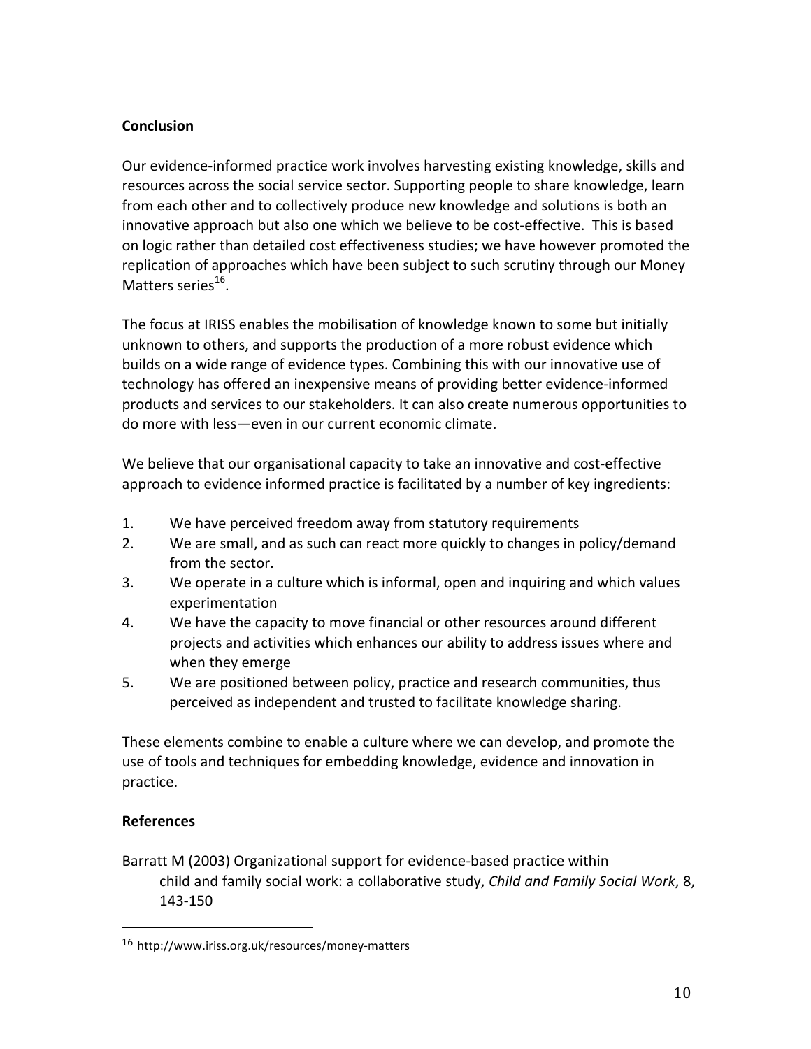## Conclusion

Our evidence-informed practice work involves harvesting existing knowledge, skills and resources across the social service sector. Supporting people to share knowledge, learn from each other and to collectively produce new knowledge and solutions is both an innovative approach but also one which we believe to be cost-effective. This is based on logic rather than detailed cost effectiveness studies; we have however promoted the replication of approaches which have been subject to such scrutiny through our Money Matters series[16].

The focus at IRISS enables the mobilisation of knowledge known to some but initially unknown to others, and supports the production of a more robust evidence which builds on a wide range of evidence types. Combining this with our innovative use of technology has offered an inexpensive means of providing better evidence-informed products and services to our stakeholders. It can also create numerous opportunities to do more with less—even in our current economic climate.

We believe that our organisational capacity to take an innovative and cost-effective approach to evidence informed practice is facilitated by a number of key ingredients:

1. We have perceived freedom away from statutory requirements
2. We are small, and as such can react more quickly to changes in policy/demand from the sector.
3. We operate in a culture which is informal, open and inquiring and which values experimentation
4. We have the capacity to move financial or other resources around different projects and activities which enhances our ability to address issues where and when they emerge
5. We are positioned between policy, practice and research communities, thus perceived as independent and trusted to facilitate knowledge sharing.

These elements combine to enable a culture where we can develop, and promote the use of tools and techniques for embedding knowledge, evidence and innovation in practice.

## References

Barratt M (2003) Organizational support for evidence-based practice within child and family social work: a collaborative study, *Child and Family Social Work*, 8, 143-150

---

[16] http://www.iriss.org.uk/resources/money-matters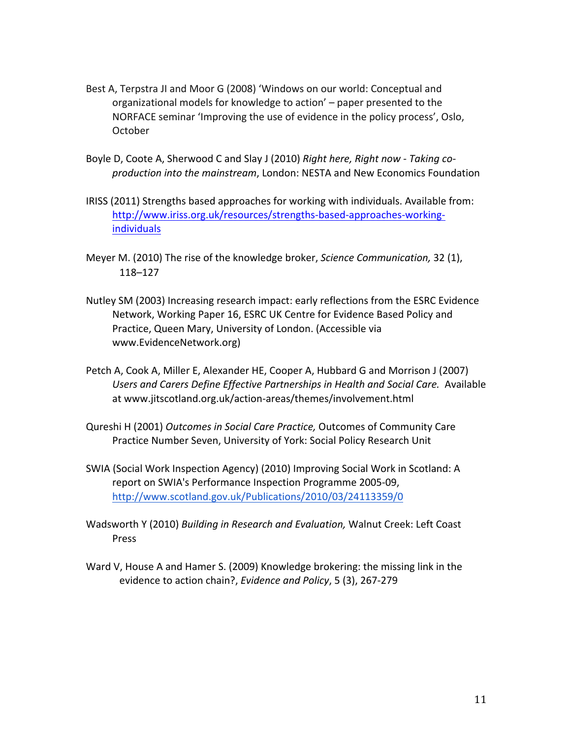Best A, Terpstra JI and Moor G (2008) 'Windows on our world: Conceptual and organizational models for knowledge to action' – paper presented to the NORFACE seminar 'Improving the use of evidence in the policy process', Oslo, October

Boyle D, Coote A, Sherwood C and Slay J (2010) *Right here, Right now - Taking co-production into the mainstream*, London: NESTA and New Economics Foundation

IRISS (2011) Strengths based approaches for working with individuals. Available from: [http://www.iriss.org.uk/resources/strengths-based-approaches-working-individuals](http://www.iriss.org.uk/resources/strengths-based-approaches-working-individuals)

Meyer M. (2010) The rise of the knowledge broker, *Science Communication,* 32 (1), 118–127

Nutley SM (2003) Increasing research impact: early reflections from the ESRC Evidence Network, Working Paper 16, ESRC UK Centre for Evidence Based Policy and Practice, Queen Mary, University of London. (Accessible via www.EvidenceNetwork.org)

Petch A, Cook A, Miller E, Alexander HE, Cooper A, Hubbard G and Morrison J (2007) *Users and Carers Define Effective Partnerships in Health and Social Care.* Available at www.jitscotland.org.uk/action-areas/themes/involvement.html

Qureshi H (2001) *Outcomes in Social Care Practice,* Outcomes of Community Care Practice Number Seven, University of York: Social Policy Research Unit

SWIA (Social Work Inspection Agency) (2010) Improving Social Work in Scotland: A report on SWIA's Performance Inspection Programme 2005-09, [http://www.scotland.gov.uk/Publications/2010/03/24113359/0](http://www.scotland.gov.uk/Publications/2010/03/24113359/0)

Wadsworth Y (2010) *Building in Research and Evaluation,* Walnut Creek: Left Coast Press

Ward V, House A and Hamer S. (2009) Knowledge brokering: the missing link in the evidence to action chain?, *Evidence and Policy*, 5 (3), 267-279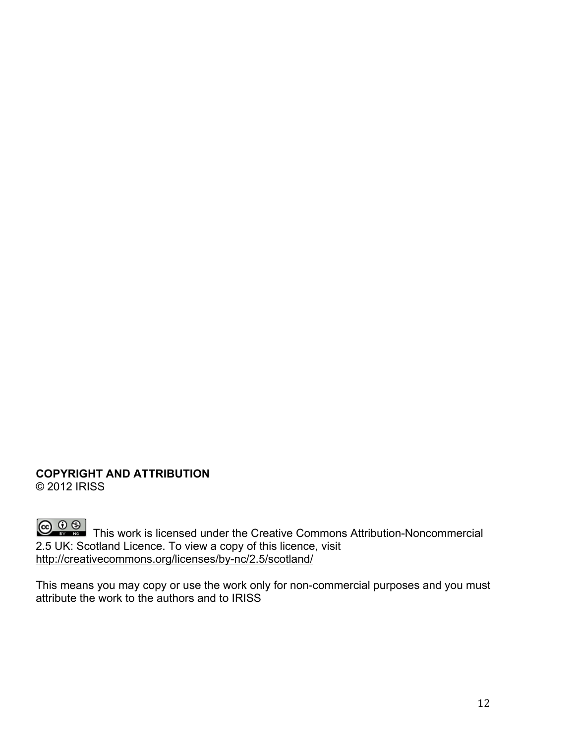**COPYRIGHT AND ATTRIBUTION**
© 2012 IRISS

This work is licensed under the Creative Commons Attribution-Noncommercial 2.5 UK: Scotland Licence. To view a copy of this licence, visit http://creativecommons.org/licenses/by-nc/2.5/scotland/

This means you may copy or use the work only for non-commercial purposes and you must attribute the work to the authors and to IRISS